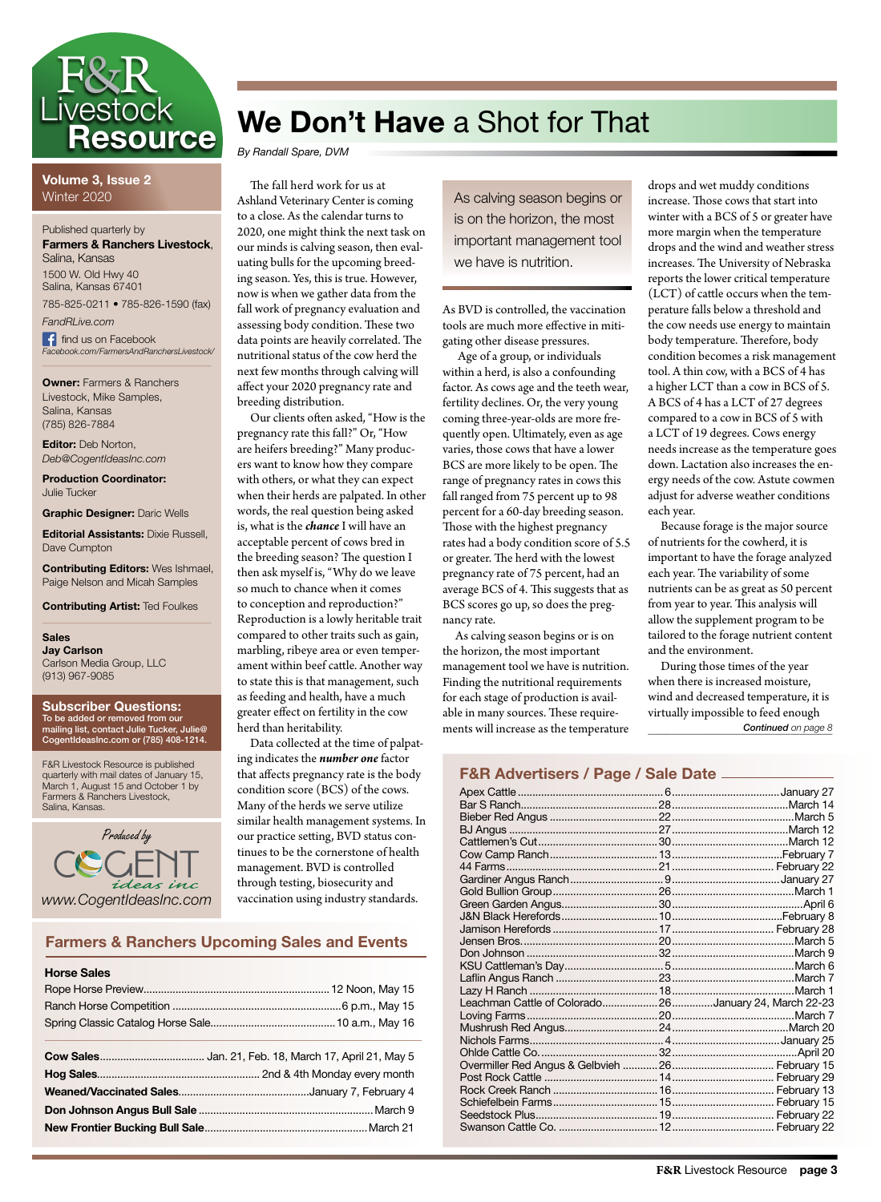# F&R Livestock Resource

**Volume 3, Issue 2**
Winter 2020

Published quarterly by
**Farmers & Ranchers Livestock**, Salina, Kansas
1500 W. Old Hwy 40
Salina, Kansas 67401
785-825-0211 • 785-826-1590 (fax)
*FandRLive.com*
find us on Facebook
*Facebook.com/FarmersAndRanchersLivestock/*

**Owner:** Farmers & Ranchers Livestock, Mike Samples, Salina, Kansas (785) 826-7884

**Editor:** Deb Norton, *Deb@CogentIdeasInc.com*

**Production Coordinator:** Julie Tucker

**Graphic Designer:** Daric Wells

**Editorial Assistants:** Dixie Russell, Dave Cumpton

**Contributing Editors:** Wes Ishmael, Paige Nelson and Micah Samples

**Contributing Artist:** Ted Foulkes

**Sales**
**Jay Carlson**
Carlson Media Group, LLC
(913) 967-9085

**Subscriber Questions:**
To be added or removed from our mailing list, contact Julie Tucker, Julie@CogentIdeasInc.com or (785) 408-1214.

F&R Livestock Resource is published quarterly with mail dates of January 15, March 1, August 15 and October 1 by Farmers & Ranchers Livestock, Salina, Kansas.

*Produced by* Cogent ideas inc
www.CogentIdeasInc.com

# We Don't Have a Shot for That

*By Randall Spare, DVM*

The fall herd work for us at Ashland Veterinary Center is coming to a close. As the calendar turns to 2020, one might think the next task on our minds is calving season, then evaluating bulls for the upcoming breeding season. Yes, this is true. However, now is when we gather data from the fall work of pregnancy evaluation and assessing body condition. These two data points are heavily correlated. The nutritional status of the cow herd the next few months through calving will affect your 2020 pregnancy rate and breeding distribution.

Our clients often asked, "How is the pregnancy rate this fall?" Or, "How are heifers breeding?" Many producers want to know how they compare with others, or what they can expect when their herds are palpated. In other words, the real question being asked is, what is the ***chance*** I will have an acceptable percent of cows bred in the breeding season? The question I then ask myself is, "Why do we leave so much to chance when it comes to conception and reproduction?" Reproduction is a lowly heritable trait compared to other traits such as gain, marbling, ribeye area or even temperament within beef cattle. Another way to state this is that management, such as feeding and health, have a much greater effect on fertility in the cow herd than heritability.

Data collected at the time of palpating indicates the ***number one*** factor that affects pregnancy rate is the body condition score (BCS) of the cows. Many of the herds we serve utilize similar health management systems. In our practice setting, BVD status continues to be the cornerstone of health management. BVD is controlled through testing, biosecurity and vaccination using industry standards.

> As calving season begins or is on the horizon, the most important management tool we have is nutrition.

As BVD is controlled, the vaccination tools are much more effective in mitigating other disease pressures.

Age of a group, or individuals within a herd, is also a confounding factor. As cows age and the teeth wear, fertility declines. Or, the very young coming three-year-olds are more frequently open. Ultimately, even as age varies, those cows that have a lower BCS are more likely to be open. The range of pregnancy rates in cows this fall ranged from 75 percent up to 98 percent for a 60-day breeding season. Those with the highest pregnancy rates had a body condition score of 5.5 or greater. The herd with the lowest pregnancy rate of 75 percent, had an average BCS of 4. This suggests that as BCS scores go up, so does the pregnancy rate.

As calving season begins or is on the horizon, the most important management tool we have is nutrition. Finding the nutritional requirements for each stage of production is available in many sources. These requirements will increase as the temperature drops and wet muddy conditions increase. Those cows that start into winter with a BCS of 5 or greater have more margin when the temperature drops and the wind and weather stress increases. The University of Nebraska reports the lower critical temperature (LCT) of cattle occurs when the temperature falls below a threshold and the cow needs use energy to maintain body temperature. Therefore, body condition becomes a risk management tool. A thin cow, with a BCS of 4 has a higher LCT than a cow in BCS of 5. A BCS of 4 has a LCT of 27 degrees compared to a cow in BCS of 5 with a LCT of 19 degrees. Cows energy needs increase as the temperature goes down. Lactation also increases the energy needs of the cow. Astute cowmen adjust for adverse weather conditions each year.

Because forage is the major source of nutrients for the cowherd, it is important to have the forage analyzed each year. The variability of some nutrients can be as great as 50 percent from year to year. This analysis will allow the supplement program to be tailored to the forage nutrient content and the environment.

During those times of the year when there is increased moisture, wind and decreased temperature, it is virtually impossible to feed enough

*Continued on page 8*

## Farmers & Ranchers Upcoming Sales and Events

**Horse Sales**

| | |
|---|---|
| Rope Horse Preview | 12 Noon, May 15 |
| Ranch Horse Competition | 6 p.m., May 15 |
| Spring Classic Catalog Horse Sale | 10 a.m., May 16 |

| | |
|---|---|
| **Cow Sales** | Jan. 21, Feb. 18, March 17, April 21, May 5 |
| **Hog Sales** | 2nd & 4th Monday every month |
| **Weaned/Vaccinated Sales** | January 7, February 4 |
| **Don Johnson Angus Bull Sale** | March 9 |
| **New Frontier Bucking Bull Sale** | March 21 |

## F&R Advertisers / Page / Sale Date

| Advertiser | Page | Sale Date |
|---|---|---|
| Apex Cattle | 6 | January 27 |
| Bar S Ranch | 28 | March 14 |
| Bieber Red Angus | 22 | March 5 |
| BJ Angus | 27 | March 12 |
| Cattlemen's Cut | 30 | March 12 |
| Cow Camp Ranch | 13 | February 7 |
| 44 Farms | 21 | February 22 |
| Gardiner Angus Ranch | 9 | January 27 |
| Gold Bullion Group | 26 | March 1 |
| Green Garden Angus | 30 | April 6 |
| J&N Black Herefords | 10 | February 8 |
| Jamison Herefords | 17 | February 28 |
| Jensen Bros. | 20 | March 5 |
| Don Johnson | 32 | March 9 |
| KSU Cattleman's Day | 5 | March 6 |
| Laflin Angus Ranch | 23 | March 7 |
| Lazy H Ranch | 18 | March 1 |
| Leachman Cattle of Colorado | 26 | January 24, March 22-23 |
| Loving Farms | 20 | March 7 |
| Mushrush Red Angus | 24 | March 20 |
| Nichols Farms | 4 | January 25 |
| Ohlde Cattle Co. | 32 | April 20 |
| Overmiller Red Angus & Gelbvieh | 26 | February 15 |
| Post Rock Cattle | 14 | February 29 |
| Rock Creek Ranch | 16 | February 13 |
| Schiefelbein Farms | 15 | February 15 |
| Seedstock Plus | 19 | February 22 |
| Swanson Cattle Co. | 12 | February 22 |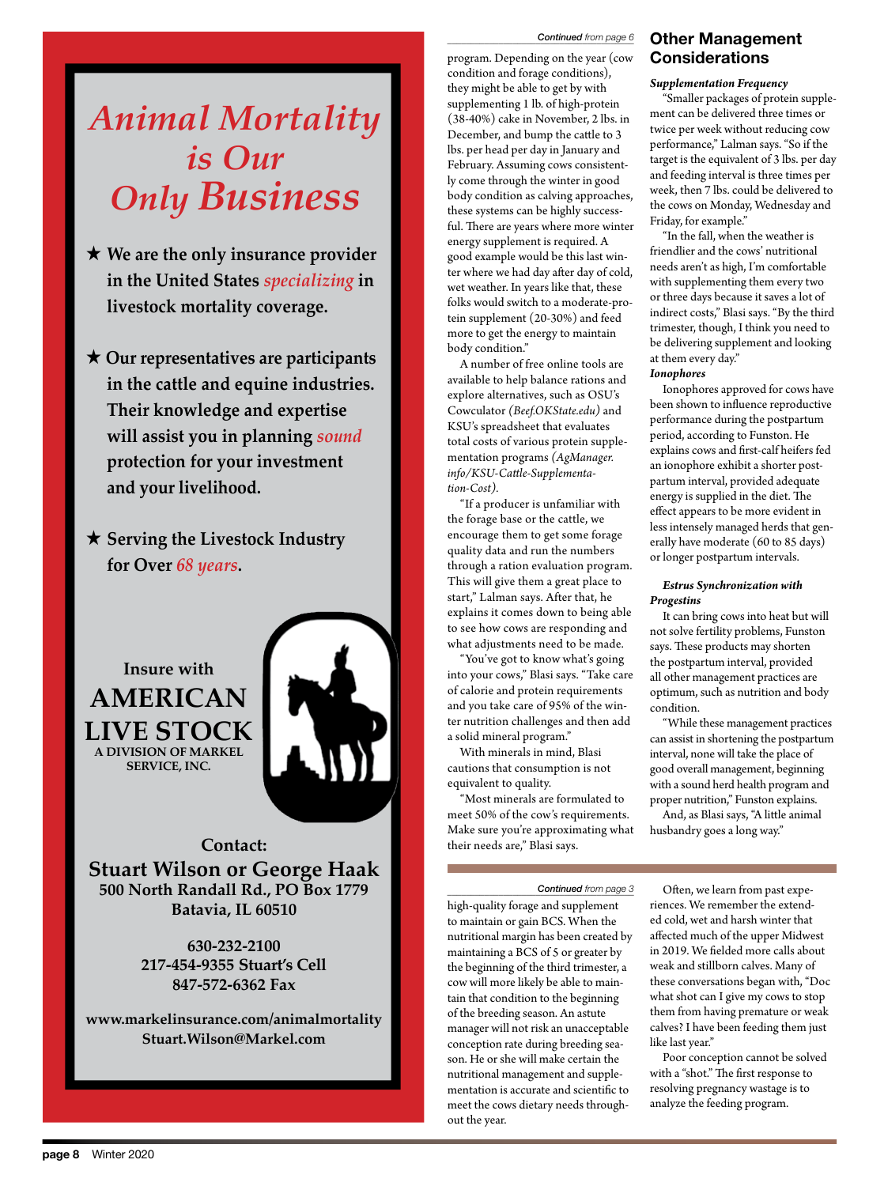# Animal Mortality is Our Only Business

★ We are the only insurance provider in the United States *specializing* in livestock mortality coverage.

★ Our representatives are participants in the cattle and equine industries. Their knowledge and expertise will assist you in planning *sound* protection for your investment and your livelihood.

★ Serving the Livestock Industry for Over *68 years*.

Insure with

**AMERICAN LIVE STOCK**

**A DIVISION OF MARKEL SERVICE, INC.**

**Contact:**

**Stuart Wilson or George Haak**
**500 North Randall Rd., PO Box 1779**
**Batavia, IL 60510**

**630-232-2100**
**217-454-9355 Stuart's Cell**
**847-572-6362 Fax**

**www.markelinsurance.com/animalmortality**
**Stuart.Wilson@Markel.com**

---

***Continued** from page 6*

program. Depending on the year (cow condition and forage conditions), they might be able to get by with supplementing 1 lb. of high-protein (38-40%) cake in November, 2 lbs. in December, and bump the cattle to 3 lbs. per head per day in January and February. Assuming cows consistently come through the winter in good body condition as calving approaches, these systems can be highly successful. There are years where more winter energy supplement is required. A good example would be this last winter where we had day after day of cold, wet weather. In years like that, these folks would switch to a moderate-protein supplement (20-30%) and feed more to get the energy to maintain body condition."

A number of free online tools are available to help balance rations and explore alternatives, such as OSU's Cowculator (*Beef.OKState.edu*) and KSU's spreadsheet that evaluates total costs of various protein supplementation programs (*AgManager.info/KSU-Cattle-Supplementation-Cost*).

"If a producer is unfamiliar with the forage base or the cattle, we encourage them to get some forage quality data and run the numbers through a ration evaluation program. This will give them a great place to start," Lalman says. After that, he explains it comes down to being able to see how cows are responding and what adjustments need to be made.

"You've got to know what's going into your cows," Blasi says. "Take care of calorie and protein requirements and you take care of 95% of the winter nutrition challenges and then add a solid mineral program."

With minerals in mind, Blasi cautions that consumption is not equivalent to quality.

"Most minerals are formulated to meet 50% of the cow's requirements. Make sure you're approximating what their needs are," Blasi says.

## Other Management Considerations

***Supplementation Frequency***

"Smaller packages of protein supplement can be delivered three times or twice per week without reducing cow performance," Lalman says. "So if the target is the equivalent of 3 lbs. per day and feeding interval is three times per week, then 7 lbs. could be delivered to the cows on Monday, Wednesday and Friday, for example."

"In the fall, when the weather is friendlier and the cows' nutritional needs aren't as high, I'm comfortable with supplementing them every two or three days because it saves a lot of indirect costs," Blasi says. "By the third trimester, though, I think you need to be delivering supplement and looking at them every day."

***Ionophores***

Ionophores approved for cows have been shown to influence reproductive performance during the postpartum period, according to Funston. He explains cows and first-calf heifers fed an ionophore exhibit a shorter postpartum interval, provided adequate energy is supplied in the diet. The effect appears to be more evident in less intensely managed herds that generally have moderate (60 to 85 days) or longer postpartum intervals.

***Estrus Synchronization with Progestins***

It can bring cows into heat but will not solve fertility problems, Funston says. These products may shorten the postpartum interval, provided all other management practices are optimum, such as nutrition and body condition.

"While these management practices can assist in shortening the postpartum interval, none will take the place of good overall management, beginning with a sound herd health program and proper nutrition," Funston explains.

And, as Blasi says, "A little animal husbandry goes a long way."

---

***Continued** from page 3*

high-quality forage and supplement to maintain or gain BCS. When the nutritional margin has been created by maintaining a BCS of 5 or greater by the beginning of the third trimester, a cow will more likely be able to maintain that condition to the beginning of the breeding season. An astute manager will not risk an unacceptable conception rate during breeding season. He or she will make certain the nutritional management and supplementation is accurate and scientific to meet the cows dietary needs throughout the year.

Often, we learn from past experiences. We remember the extended cold, wet and harsh winter that affected much of the upper Midwest in 2019. We fielded more calls about weak and stillborn calves. Many of these conversations began with, "Doc what shot can I give my cows to stop them from having premature or weak calves? I have been feeding them just like last year."

Poor conception cannot be solved with a "shot." The first response to resolving pregnancy wastage is to analyze the feeding program.